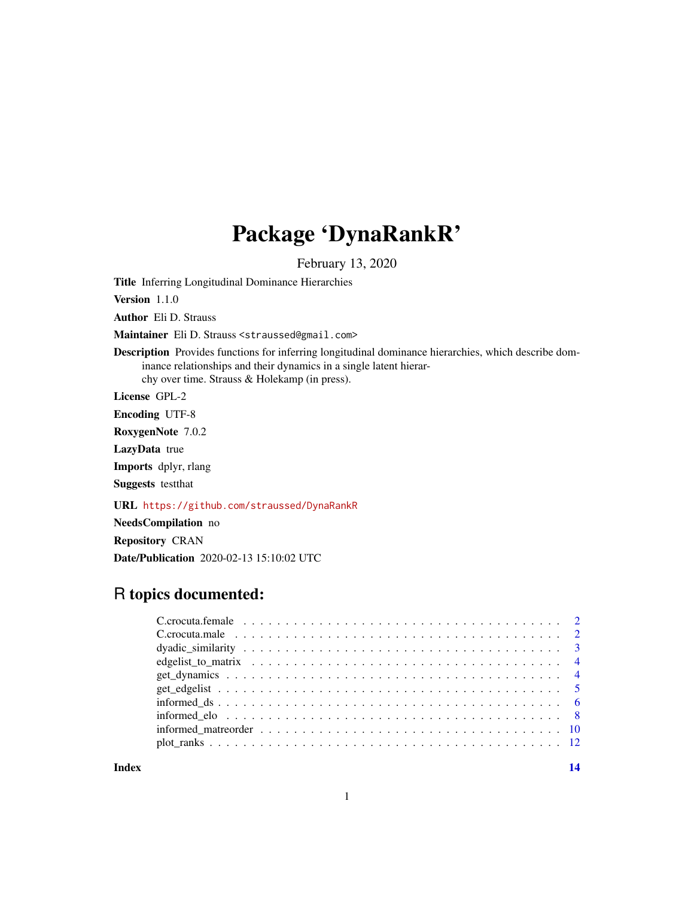# Package 'DynaRankR'

February 13, 2020

**Title** Inferring Longitudinal Dominance Hierarchies

**Version** 1.1.0

**Author** Eli D. Strauss

**Maintainer** Eli D. Strauss <straussed@gmail.com>

**Description** Provides functions for inferring longitudinal dominance hierarchies, which describe dominance relationships and their dynamics in a single latent hierarchy over time. Strauss & Holekamp (in press).

**License** GPL-2

**Encoding** UTF-8

**RoxygenNote** 7.0.2

**LazyData** true

**Imports** dplyr, rlang

**Suggests** testthat

**URL** https://github.com/straussed/DynaRankR

**NeedsCompilation** no

**Repository** CRAN

**Date/Publication** 2020-02-13 15:10:02 UTC

## R topics documented:

| | |
|---|---|
| C.crocuta.female | 2 |
| C.crocuta.male | 2 |
| dyadic_similarity | 3 |
| edgelist_to_matrix | 4 |
| get_dynamics | 4 |
| get_edgelist | 5 |
| informed_ds | 6 |
| informed_elo | 8 |
| informed_matreorder | 10 |
| plot_ranks | 12 |
| **Index** | **14** |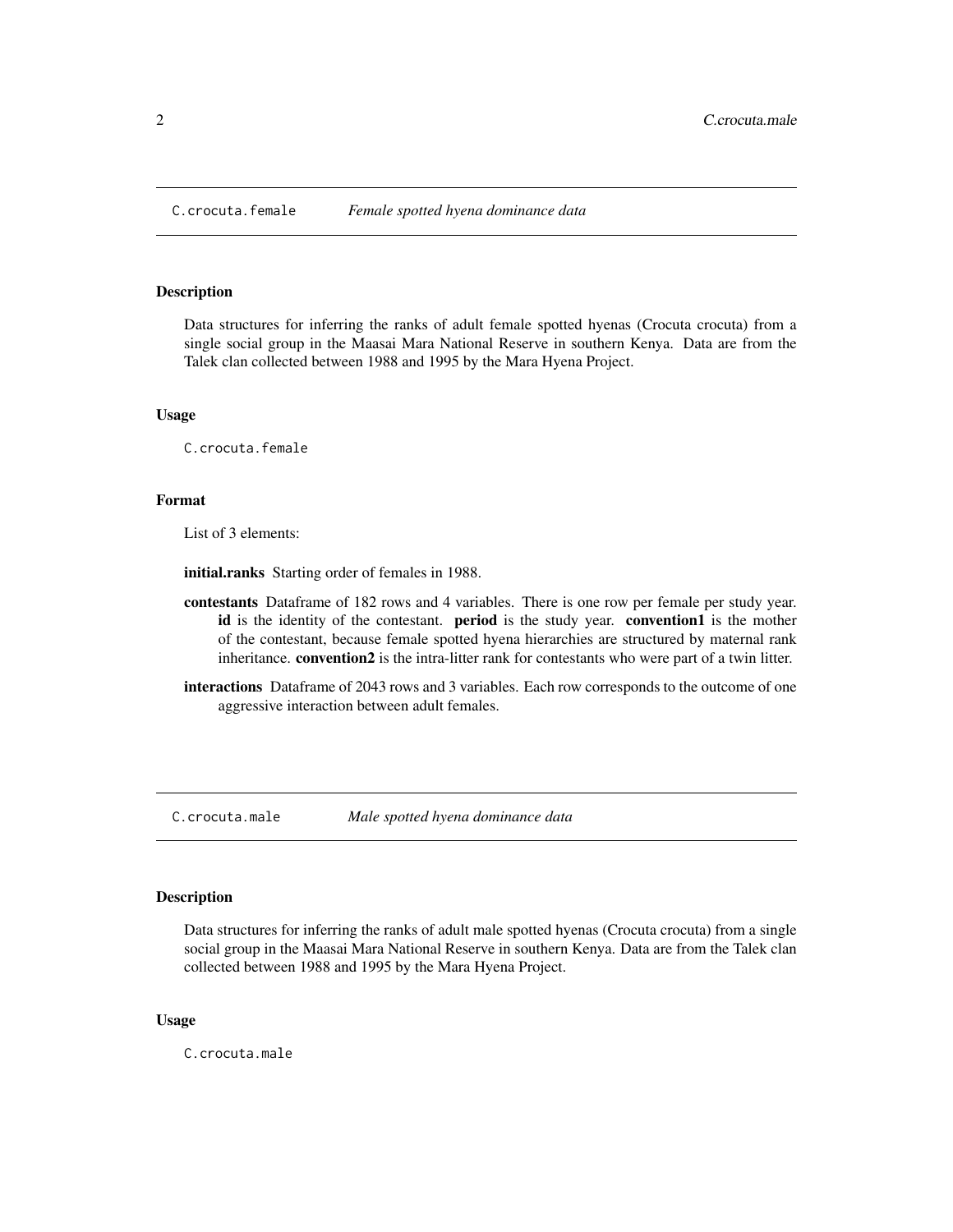## C.crocuta.female — *Female spotted hyena dominance data*

### Description

Data structures for inferring the ranks of adult female spotted hyenas (Crocuta crocuta) from a single social group in the Maasai Mara National Reserve in southern Kenya. Data are from the Talek clan collected between 1988 and 1995 by the Mara Hyena Project.

### Usage

```
C.crocuta.female
```

### Format

List of 3 elements:

**initial.ranks** Starting order of females in 1988.

**contestants** Dataframe of 182 rows and 4 variables. There is one row per female per study year. **id** is the identity of the contestant. **period** is the study year. **convention1** is the mother of the contestant, because female spotted hyena hierarchies are structured by maternal rank inheritance. **convention2** is the intra-litter rank for contestants who were part of a twin litter.

**interactions** Dataframe of 2043 rows and 3 variables. Each row corresponds to the outcome of one aggressive interaction between adult females.

## C.crocuta.male — *Male spotted hyena dominance data*

### Description

Data structures for inferring the ranks of adult male spotted hyenas (Crocuta crocuta) from a single social group in the Maasai Mara National Reserve in southern Kenya. Data are from the Talek clan collected between 1988 and 1995 by the Mara Hyena Project.

### Usage

```
C.crocuta.male
```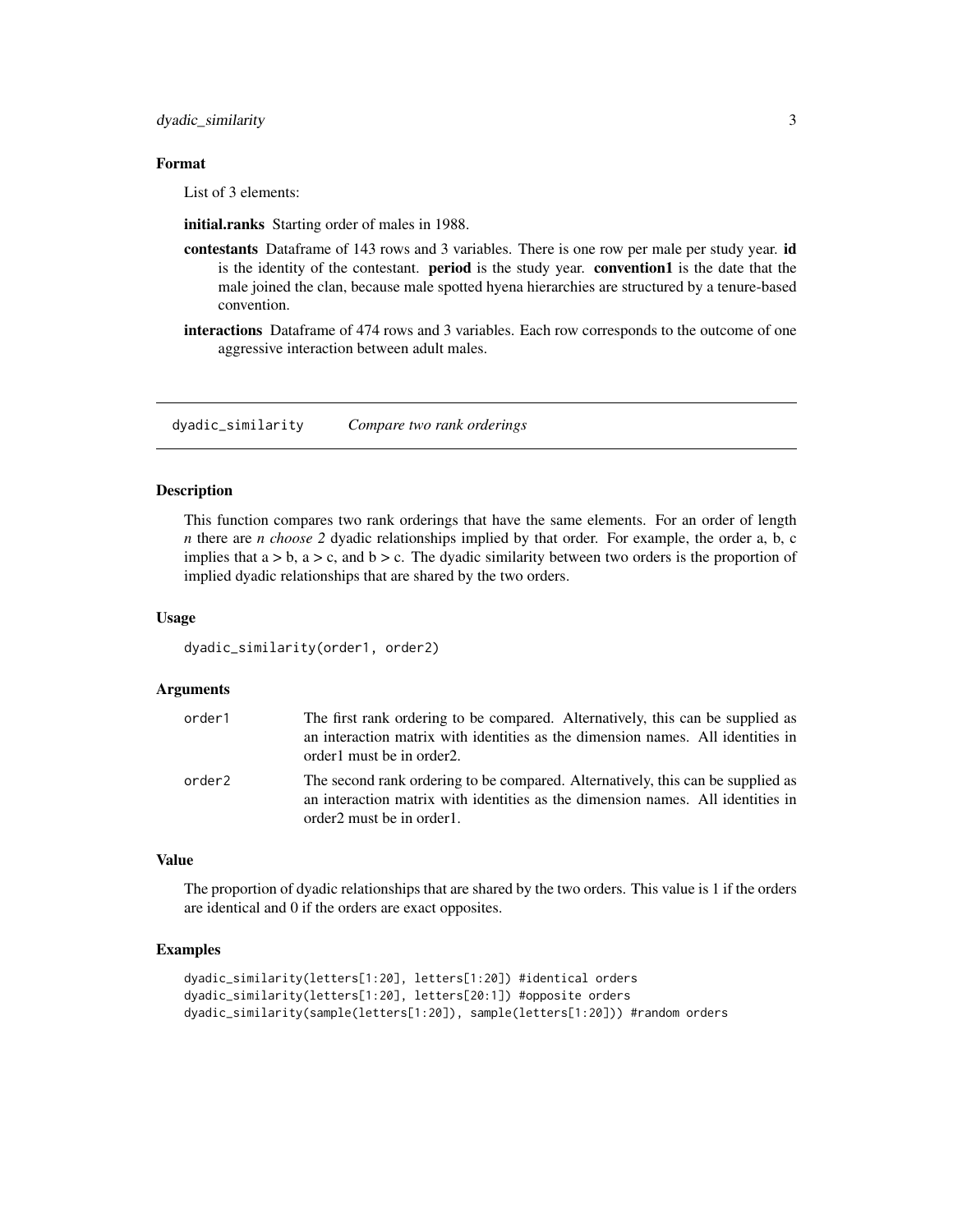### Format

List of 3 elements:

**initial.ranks** Starting order of males in 1988.

**contestants** Dataframe of 143 rows and 3 variables. There is one row per male per study year. **id** is the identity of the contestant. **period** is the study year. **convention1** is the date that the male joined the clan, because male spotted hyena hierarchies are structured by a tenure-based convention.

**interactions** Dataframe of 474 rows and 3 variables. Each row corresponds to the outcome of one aggressive interaction between adult males.

---

## dyadic_similarity *Compare two rank orderings*

### Description

This function compares two rank orderings that have the same elements. For an order of length *n* there are *n choose 2* dyadic relationships implied by that order. For example, the order a, b, c implies that a > b, a > c, and b > c. The dyadic similarity between two orders is the proportion of implied dyadic relationships that are shared by the two orders.

### Usage

```
dyadic_similarity(order1, order2)
```

### Arguments

| | |
|---|---|
| order1 | The first rank ordering to be compared. Alternatively, this can be supplied as an interaction matrix with identities as the dimension names. All identities in order1 must be in order2. |
| order2 | The second rank ordering to be compared. Alternatively, this can be supplied as an interaction matrix with identities as the dimension names. All identities in order2 must be in order1. |

### Value

The proportion of dyadic relationships that are shared by the two orders. This value is 1 if the orders are identical and 0 if the orders are exact opposites.

### Examples

```
dyadic_similarity(letters[1:20], letters[1:20]) #identical orders
dyadic_similarity(letters[1:20], letters[20:1]) #opposite orders
dyadic_similarity(sample(letters[1:20]), sample(letters[1:20])) #random orders
```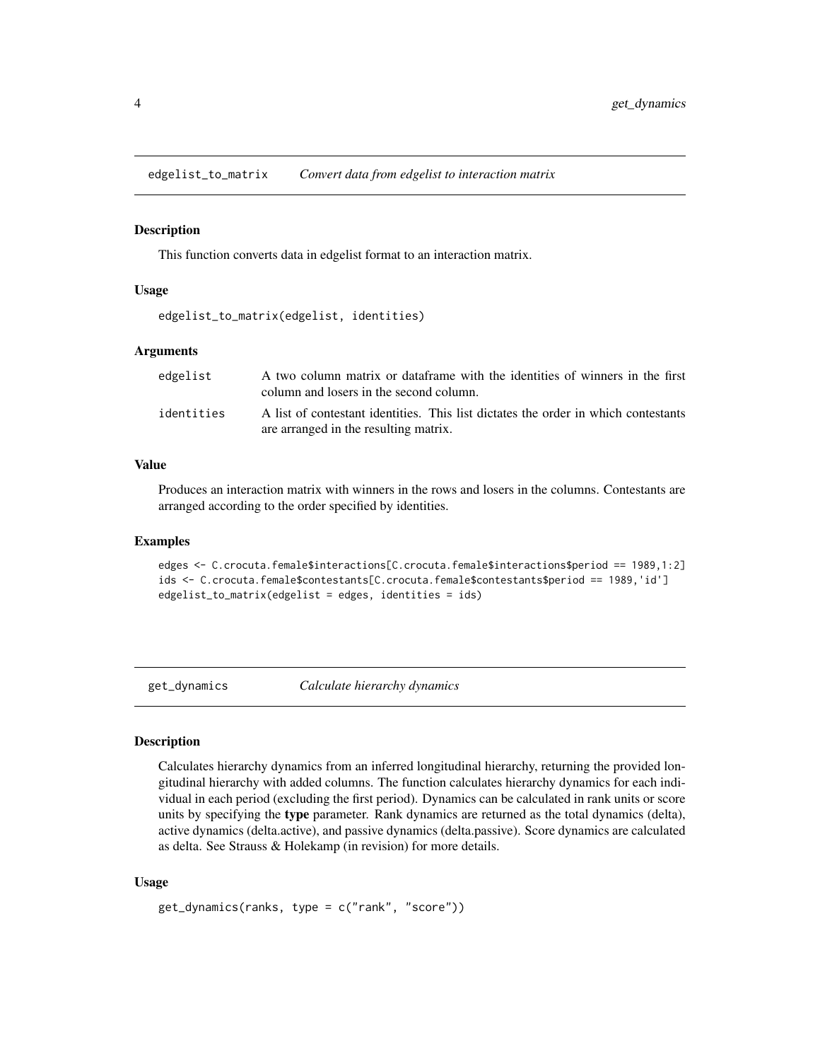## edgelist_to_matrix *Convert data from edgelist to interaction matrix*

### Description

This function converts data in edgelist format to an interaction matrix.

### Usage

```
edgelist_to_matrix(edgelist, identities)
```

### Arguments

| | |
|---|---|
| edgelist | A two column matrix or dataframe with the identities of winners in the first column and losers in the second column. |
| identities | A list of contestant identities. This list dictates the order in which contestants are arranged in the resulting matrix. |

### Value

Produces an interaction matrix with winners in the rows and losers in the columns. Contestants are arranged according to the order specified by identities.

### Examples

```
edges <- C.crocuta.female$interactions[C.crocuta.female$interactions$period == 1989,1:2]
ids <- C.crocuta.female$contestants[C.crocuta.female$contestants$period == 1989,'id']
edgelist_to_matrix(edgelist = edges, identities = ids)
```

## get_dynamics *Calculate hierarchy dynamics*

### Description

Calculates hierarchy dynamics from an inferred longitudinal hierarchy, returning the provided longitudinal hierarchy with added columns. The function calculates hierarchy dynamics for each individual in each period (excluding the first period). Dynamics can be calculated in rank units or score units by specifying the **type** parameter. Rank dynamics are returned as the total dynamics (delta), active dynamics (delta.active), and passive dynamics (delta.passive). Score dynamics are calculated as delta. See Strauss & Holekamp (in revision) for more details.

### Usage

```
get_dynamics(ranks, type = c("rank", "score"))
```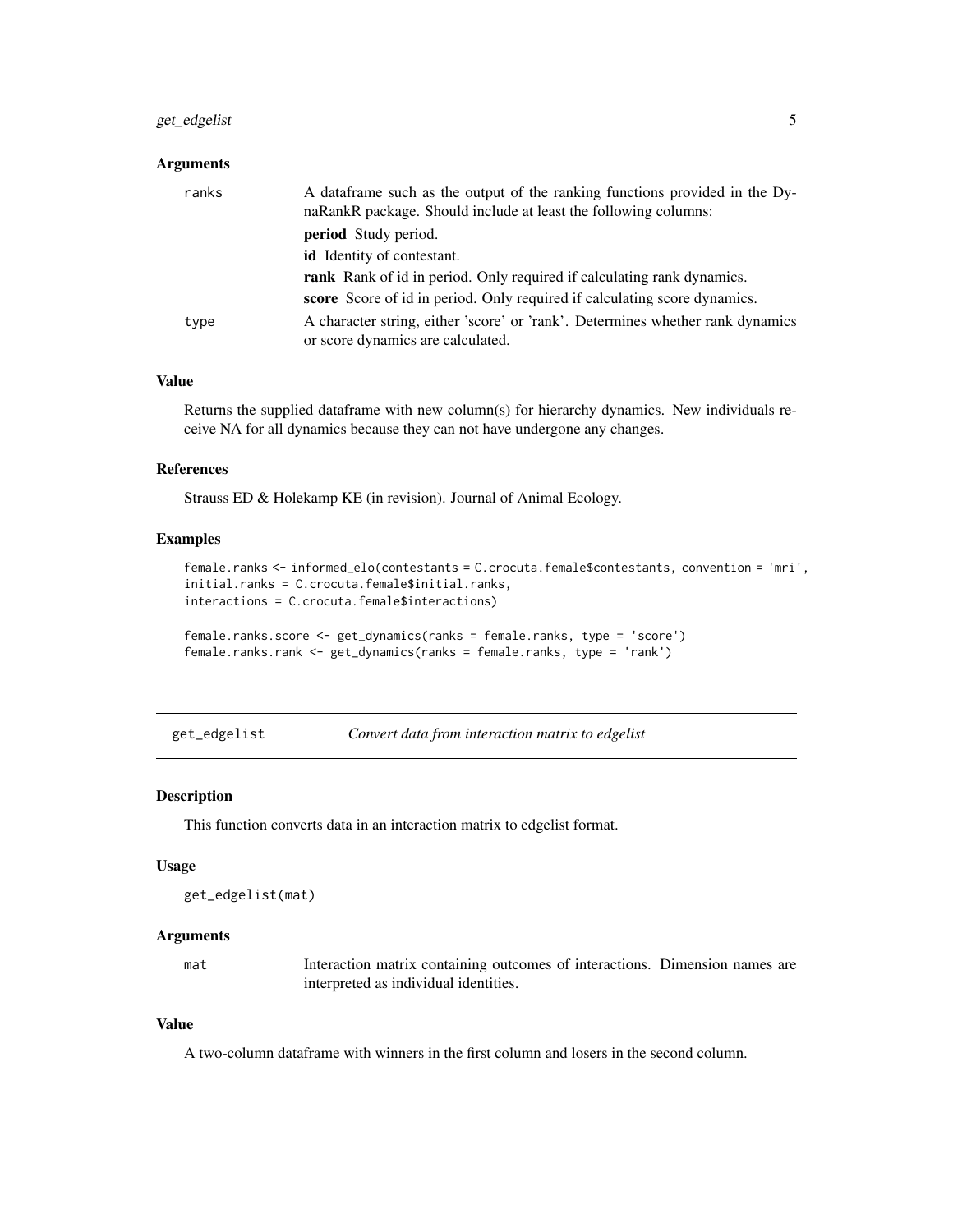### Arguments

ranks
: A dataframe such as the output of the ranking functions provided in the DynaRankR package. Should include at least the following columns:
  - **period** Study period.
  - **id** Identity of contestant.
  - **rank** Rank of id in period. Only required if calculating rank dynamics.
  - **score** Score of id in period. Only required if calculating score dynamics.

type
: A character string, either 'score' or 'rank'. Determines whether rank dynamics or score dynamics are calculated.

### Value

Returns the supplied dataframe with new column(s) for hierarchy dynamics. New individuals receive NA for all dynamics because they can not have undergone any changes.

### References

Strauss ED & Holekamp KE (in revision). Journal of Animal Ecology.

### Examples

```
female.ranks <- informed_elo(contestants = C.crocuta.female$contestants, convention = 'mri',
initial.ranks = C.crocuta.female$initial.ranks,
interactions = C.crocuta.female$interactions)

female.ranks.score <- get_dynamics(ranks = female.ranks, type = 'score')
female.ranks.rank <- get_dynamics(ranks = female.ranks, type = 'rank')
```

---

## get_edgelist — *Convert data from interaction matrix to edgelist*

### Description

This function converts data in an interaction matrix to edgelist format.

### Usage

```
get_edgelist(mat)
```

### Arguments

mat
: Interaction matrix containing outcomes of interactions. Dimension names are interpreted as individual identities.

### Value

A two-column dataframe with winners in the first column and losers in the second column.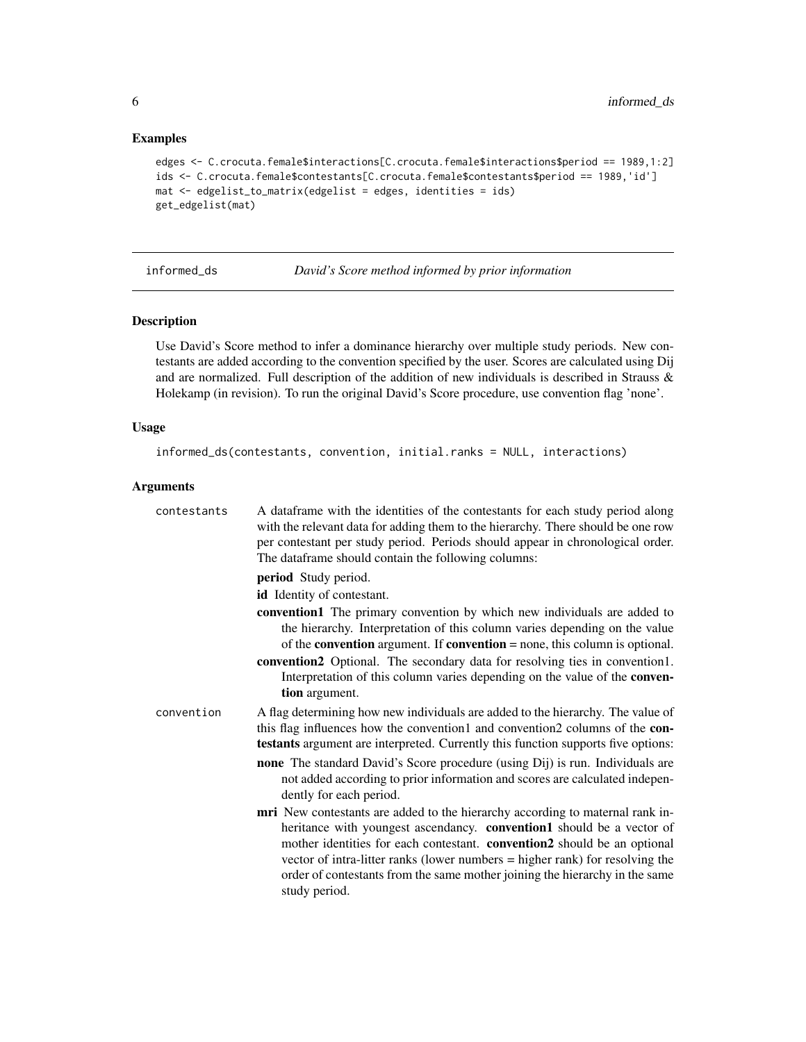### Examples

```
edges <- C.crocuta.female$interactions[C.crocuta.female$interactions$period == 1989,1:2]
ids <- C.crocuta.female$contestants[C.crocuta.female$contestants$period == 1989,'id']
mat <- edgelist_to_matrix(edgelist = edges, identities = ids)
get_edgelist(mat)
```

## informed_ds — *David's Score method informed by prior information*

### Description

Use David's Score method to infer a dominance hierarchy over multiple study periods. New contestants are added according to the convention specified by the user. Scores are calculated using Dij and are normalized. Full description of the addition of new individuals is described in Strauss & Holekamp (in revision). To run the original David's Score procedure, use convention flag 'none'.

### Usage

```
informed_ds(contestants, convention, initial.ranks = NULL, interactions)
```

### Arguments

`contestants` A dataframe with the identities of the contestants for each study period along with the relevant data for adding them to the hierarchy. There should be one row per contestant per study period. Periods should appear in chronological order. The dataframe should contain the following columns:

- **period** Study period.
- **id** Identity of contestant.
- **convention1** The primary convention by which new individuals are added to the hierarchy. Interpretation of this column varies depending on the value of the **convention** argument. If **convention** = none, this column is optional.
- **convention2** Optional. The secondary data for resolving ties in convention1. Interpretation of this column varies depending on the value of the **convention** argument.

`convention` A flag determining how new individuals are added to the hierarchy. The value of this flag influences how the convention1 and convention2 columns of the **contestants** argument are interpreted. Currently this function supports five options:

- **none** The standard David's Score procedure (using Dij) is run. Individuals are not added according to prior information and scores are calculated independently for each period.
- **mri** New contestants are added to the hierarchy according to maternal rank inheritance with youngest ascendancy. **convention1** should be a vector of mother identities for each contestant. **convention2** should be an optional vector of intra-litter ranks (lower numbers = higher rank) for resolving the order of contestants from the same mother joining the hierarchy in the same study period.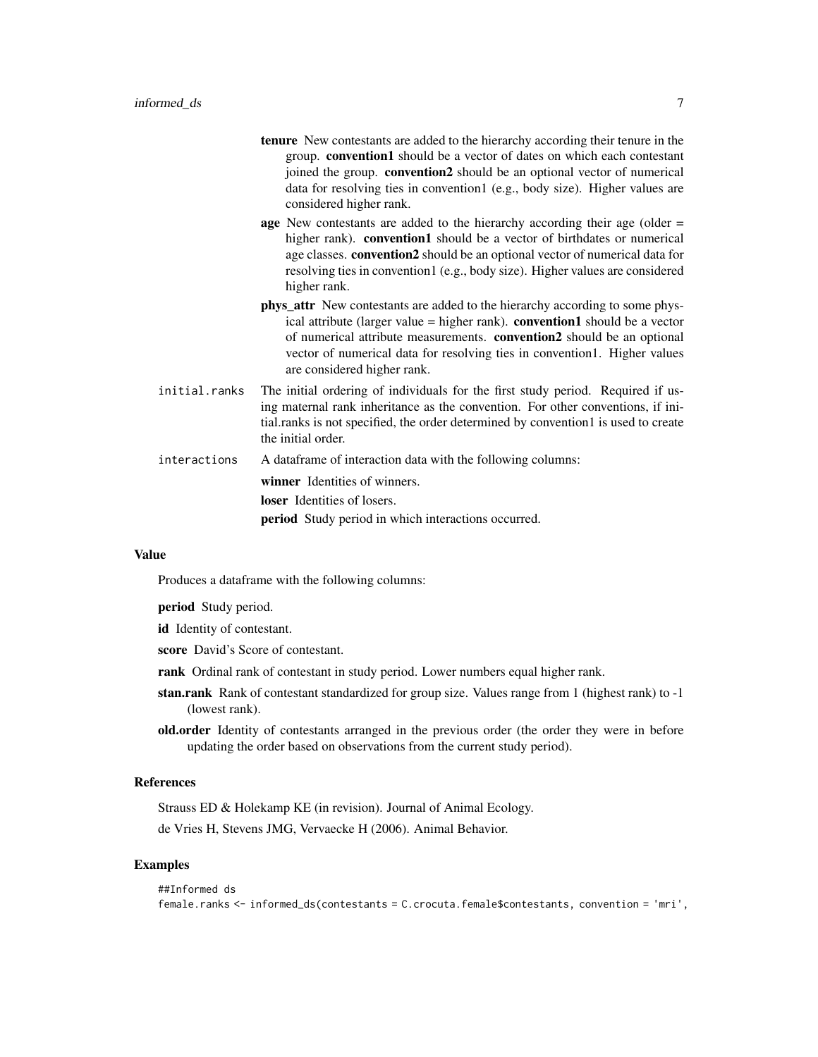- **tenure** New contestants are added to the hierarchy according their tenure in the group. **convention1** should be a vector of dates on which each contestant joined the group. **convention2** should be an optional vector of numerical data for resolving ties in convention1 (e.g., body size). Higher values are considered higher rank.
- **age** New contestants are added to the hierarchy according their age (older = higher rank). **convention1** should be a vector of birthdates or numerical age classes. **convention2** should be an optional vector of numerical data for resolving ties in convention1 (e.g., body size). Higher values are considered higher rank.
- **phys_attr** New contestants are added to the hierarchy according to some physical attribute (larger value = higher rank). **convention1** should be a vector of numerical attribute measurements. **convention2** should be an optional vector of numerical data for resolving ties in convention1. Higher values are considered higher rank.

`initial.ranks` The initial ordering of individuals for the first study period. Required if using maternal rank inheritance as the convention. For other conventions, if initial.ranks is not specified, the order determined by convention1 is used to create the initial order.

`interactions` A dataframe of interaction data with the following columns:

- **winner** Identities of winners.
- **loser** Identities of losers.
- **period** Study period in which interactions occurred.

## Value

Produces a dataframe with the following columns:

- **period** Study period.
- **id** Identity of contestant.
- **score** David's Score of contestant.
- **rank** Ordinal rank of contestant in study period. Lower numbers equal higher rank.
- **stan.rank** Rank of contestant standardized for group size. Values range from 1 (highest rank) to -1 (lowest rank).
- **old.order** Identity of contestants arranged in the previous order (the order they were in before updating the order based on observations from the current study period).

## References

Strauss ED & Holekamp KE (in revision). Journal of Animal Ecology.

de Vries H, Stevens JMG, Vervaecke H (2006). Animal Behavior.

## Examples

```
##Informed ds
female.ranks <- informed_ds(contestants = C.crocuta.female$contestants, convention = 'mri',
```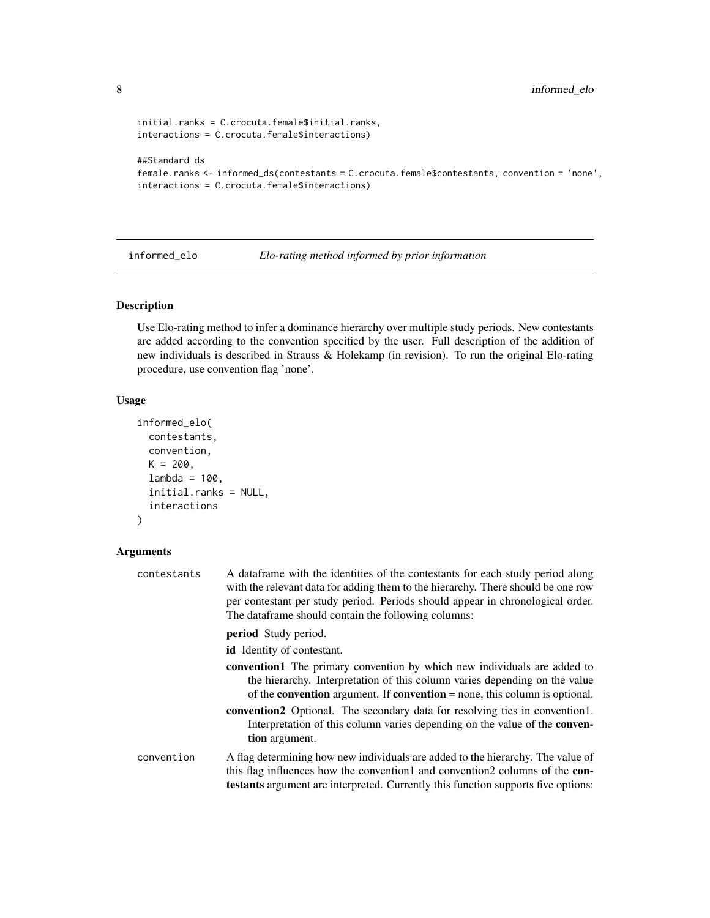```
initial.ranks = C.crocuta.female$initial.ranks,
interactions = C.crocuta.female$interactions)

##Standard ds
female.ranks <- informed_ds(contestants = C.crocuta.female$contestants, convention = 'none',
interactions = C.crocuta.female$interactions)
```

## informed_elo — *Elo-rating method informed by prior information*

### Description

Use Elo-rating method to infer a dominance hierarchy over multiple study periods. New contestants are added according to the convention specified by the user. Full description of the addition of new individuals is described in Strauss & Holekamp (in revision). To run the original Elo-rating procedure, use convention flag 'none'.

### Usage

```
informed_elo(
  contestants,
  convention,
  K = 200,
  lambda = 100,
  initial.ranks = NULL,
  interactions
)
```

### Arguments

`contestants` A dataframe with the identities of the contestants for each study period along with the relevant data for adding them to the hierarchy. There should be one row per contestant per study period. Periods should appear in chronological order. The dataframe should contain the following columns:

- **period** Study period.
- **id** Identity of contestant.
- **convention1** The primary convention by which new individuals are added to the hierarchy. Interpretation of this column varies depending on the value of the **convention** argument. If **convention** = none, this column is optional.
- **convention2** Optional. The secondary data for resolving ties in convention1. Interpretation of this column varies depending on the value of the **convention** argument.

`convention` A flag determining how new individuals are added to the hierarchy. The value of this flag influences how the convention1 and convention2 columns of the **contestants** argument are interpreted. Currently this function supports five options: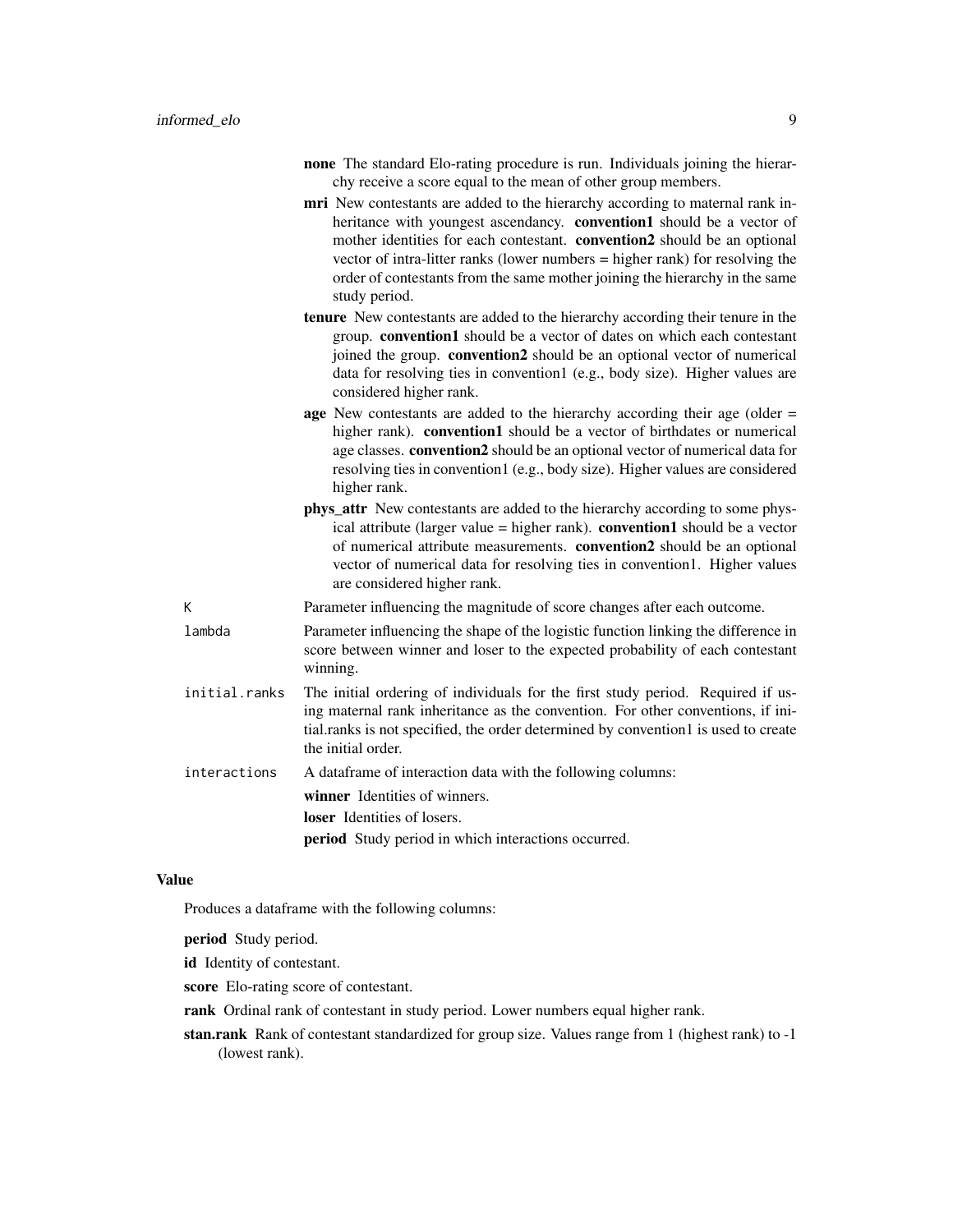- **none** The standard Elo-rating procedure is run. Individuals joining the hierarchy receive a score equal to the mean of other group members.
- **mri** New contestants are added to the hierarchy according to maternal rank inheritance with youngest ascendancy. **convention1** should be a vector of mother identities for each contestant. **convention2** should be an optional vector of intra-litter ranks (lower numbers = higher rank) for resolving the order of contestants from the same mother joining the hierarchy in the same study period.
- **tenure** New contestants are added to the hierarchy according their tenure in the group. **convention1** should be a vector of dates on which each contestant joined the group. **convention2** should be an optional vector of numerical data for resolving ties in convention1 (e.g., body size). Higher values are considered higher rank.
- **age** New contestants are added to the hierarchy according their age (older = higher rank). **convention1** should be a vector of birthdates or numerical age classes. **convention2** should be an optional vector of numerical data for resolving ties in convention1 (e.g., body size). Higher values are considered higher rank.
- **phys_attr** New contestants are added to the hierarchy according to some physical attribute (larger value = higher rank). **convention1** should be a vector of numerical attribute measurements. **convention2** should be an optional vector of numerical data for resolving ties in convention1. Higher values are considered higher rank.

`K` Parameter influencing the magnitude of score changes after each outcome.

`lambda` Parameter influencing the shape of the logistic function linking the difference in score between winner and loser to the expected probability of each contestant winning.

`initial.ranks` The initial ordering of individuals for the first study period. Required if using maternal rank inheritance as the convention. For other conventions, if initial.ranks is not specified, the order determined by convention1 is used to create the initial order.

`interactions` A dataframe of interaction data with the following columns:

- **winner** Identities of winners.
- **loser** Identities of losers.
- **period** Study period in which interactions occurred.

## Value

Produces a dataframe with the following columns:

- **period** Study period.
- **id** Identity of contestant.
- **score** Elo-rating score of contestant.
- **rank** Ordinal rank of contestant in study period. Lower numbers equal higher rank.
- **stan.rank** Rank of contestant standardized for group size. Values range from 1 (highest rank) to -1 (lowest rank).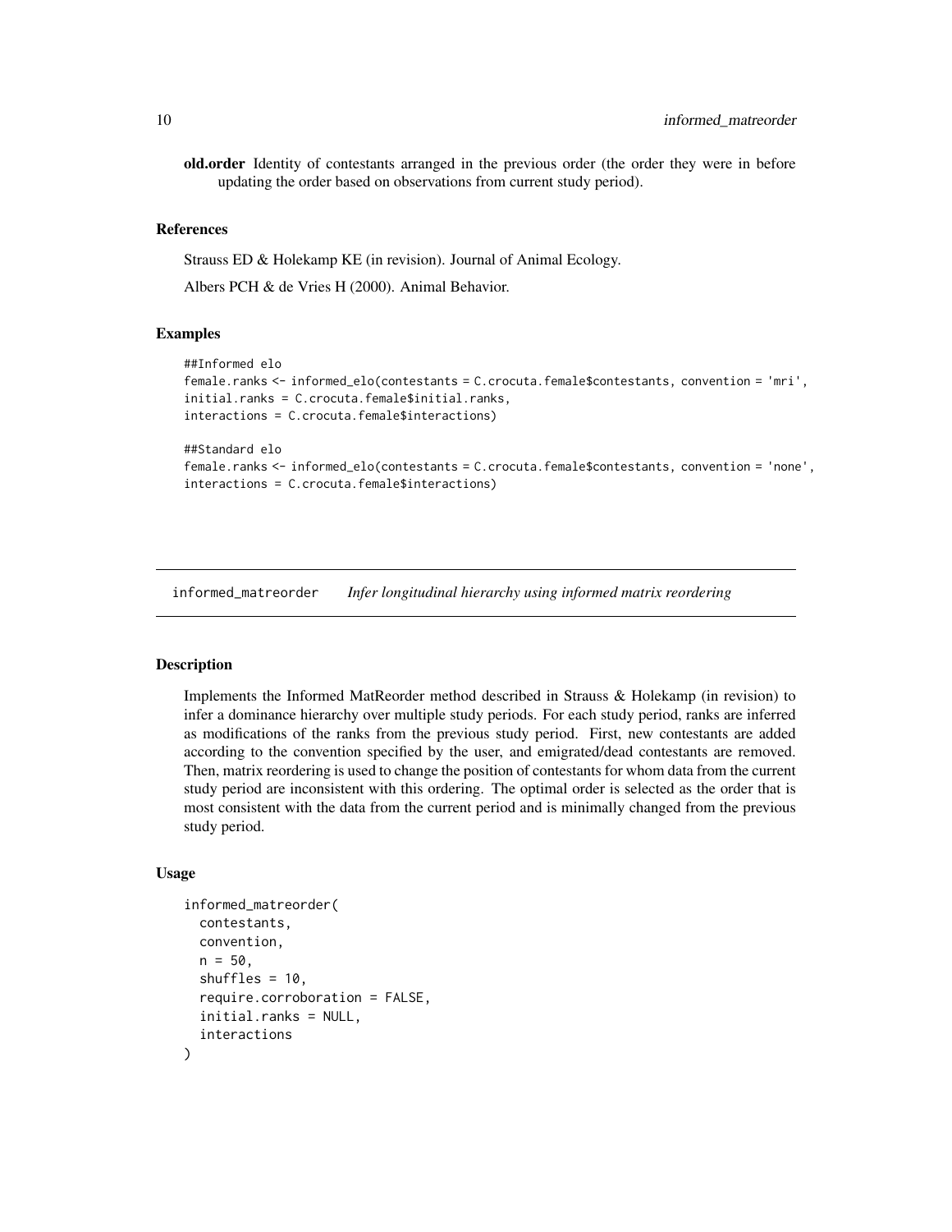**old.order** Identity of contestants arranged in the previous order (the order they were in before updating the order based on observations from current study period).

### References

Strauss ED & Holekamp KE (in revision). Journal of Animal Ecology.

Albers PCH & de Vries H (2000). Animal Behavior.

### Examples

```
##Informed elo
female.ranks <- informed_elo(contestants = C.crocuta.female$contestants, convention = 'mri',
initial.ranks = C.crocuta.female$initial.ranks,
interactions = C.crocuta.female$interactions)

##Standard elo
female.ranks <- informed_elo(contestants = C.crocuta.female$contestants, convention = 'none',
interactions = C.crocuta.female$interactions)
```

---

## informed_matreorder    *Infer longitudinal hierarchy using informed matrix reordering*

---

### Description

Implements the Informed MatReorder method described in Strauss & Holekamp (in revision) to infer a dominance hierarchy over multiple study periods. For each study period, ranks are inferred as modifications of the ranks from the previous study period. First, new contestants are added according to the convention specified by the user, and emigrated/dead contestants are removed. Then, matrix reordering is used to change the position of contestants for whom data from the current study period are inconsistent with this ordering. The optimal order is selected as the order that is most consistent with the data from the current period and is minimally changed from the previous study period.

### Usage

```
informed_matreorder(
  contestants,
  convention,
  n = 50,
  shuffles = 10,
  require.corroboration = FALSE,
  initial.ranks = NULL,
  interactions
)
```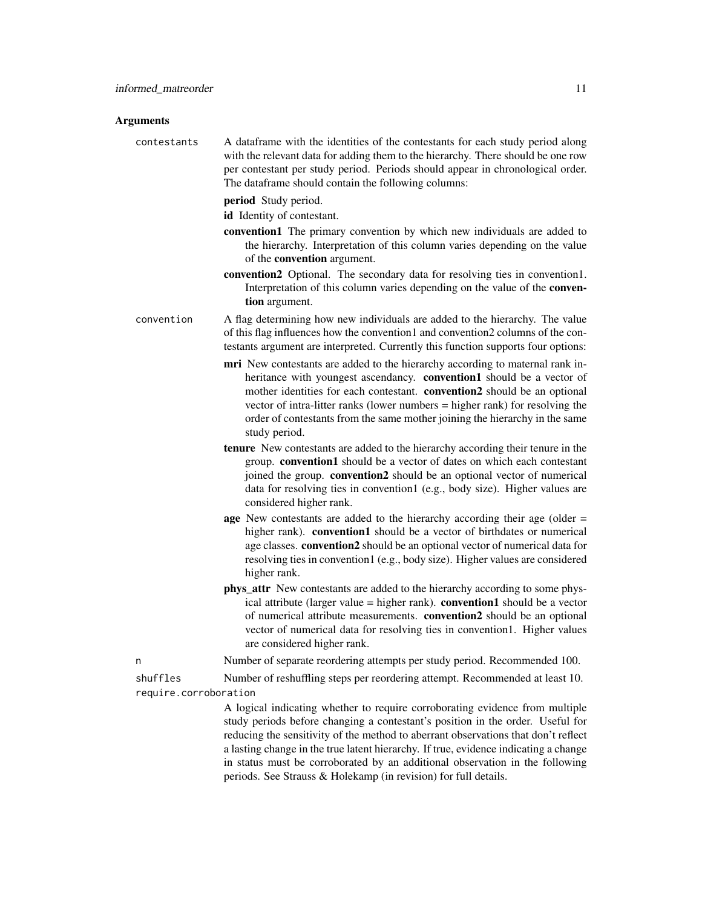## Arguments

`contestants` A dataframe with the identities of the contestants for each study period along with the relevant data for adding them to the hierarchy. There should be one row per contestant per study period. Periods should appear in chronological order. The dataframe should contain the following columns:

- **period** Study period.
- **id** Identity of contestant.
- **convention1** The primary convention by which new individuals are added to the hierarchy. Interpretation of this column varies depending on the value of the **convention** argument.
- **convention2** Optional. The secondary data for resolving ties in convention1. Interpretation of this column varies depending on the value of the **convention** argument.

`convention` A flag determining how new individuals are added to the hierarchy. The value of this flag influences how the convention1 and convention2 columns of the contestants argument are interpreted. Currently this function supports four options:

- **mri** New contestants are added to the hierarchy according to maternal rank inheritance with youngest ascendancy. **convention1** should be a vector of mother identities for each contestant. **convention2** should be an optional vector of intra-litter ranks (lower numbers = higher rank) for resolving the order of contestants from the same mother joining the hierarchy in the same study period.
- **tenure** New contestants are added to the hierarchy according their tenure in the group. **convention1** should be a vector of dates on which each contestant joined the group. **convention2** should be an optional vector of numerical data for resolving ties in convention1 (e.g., body size). Higher values are considered higher rank.
- **age** New contestants are added to the hierarchy according their age (older = higher rank). **convention1** should be a vector of birthdates or numerical age classes. **convention2** should be an optional vector of numerical data for resolving ties in convention1 (e.g., body size). Higher values are considered higher rank.
- **phys_attr** New contestants are added to the hierarchy according to some physical attribute (larger value = higher rank). **convention1** should be a vector of numerical attribute measurements. **convention2** should be an optional vector of numerical data for resolving ties in convention1. Higher values are considered higher rank.

`n` Number of separate reordering attempts per study period. Recommended 100.

`shuffles` Number of reshuffling steps per reordering attempt. Recommended at least 10.

`require.corroboration` A logical indicating whether to require corroborating evidence from multiple study periods before changing a contestant's position in the order. Useful for reducing the sensitivity of the method to aberrant observations that don't reflect a lasting change in the true latent hierarchy. If true, evidence indicating a change in status must be corroborated by an additional observation in the following periods. See Strauss & Holekamp (in revision) for full details.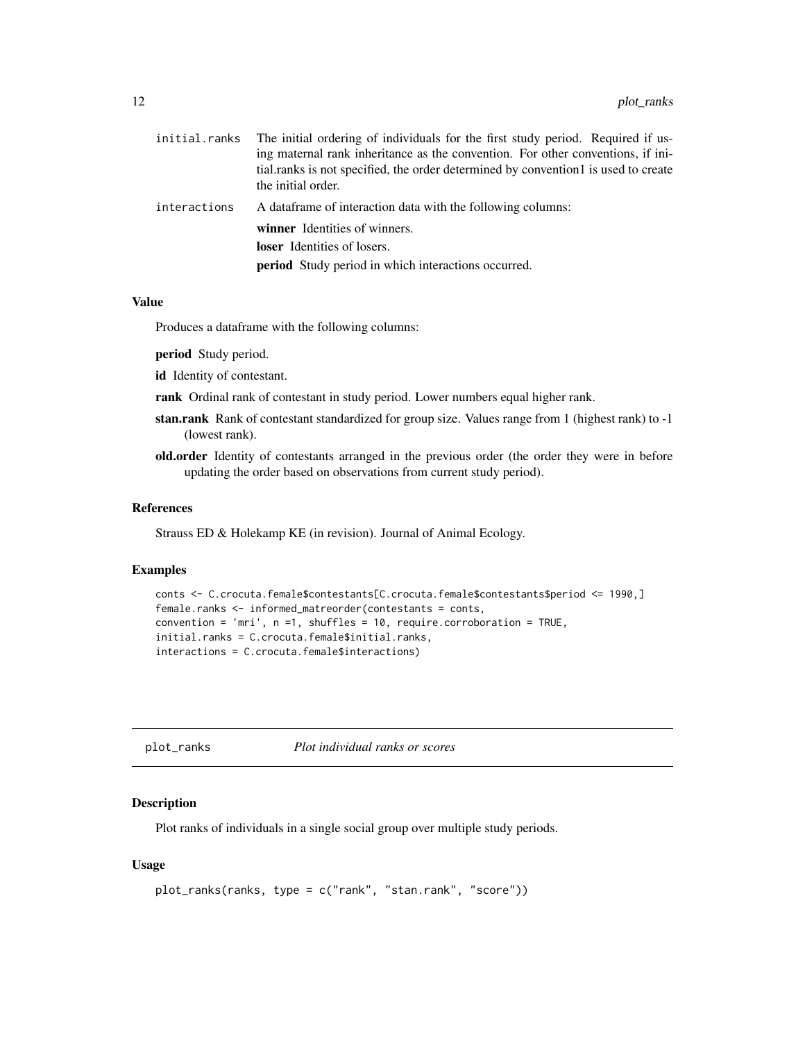initial.ranks — The initial ordering of individuals for the first study period. Required if using maternal rank inheritance as the convention. For other conventions, if initial.ranks is not specified, the order determined by convention1 is used to create the initial order.

interactions — A dataframe of interaction data with the following columns:

- **winner** Identities of winners.
- **loser** Identities of losers.
- **period** Study period in which interactions occurred.

### Value

Produces a dataframe with the following columns:

- **period** Study period.
- **id** Identity of contestant.
- **rank** Ordinal rank of contestant in study period. Lower numbers equal higher rank.
- **stan.rank** Rank of contestant standardized for group size. Values range from 1 (highest rank) to -1 (lowest rank).
- **old.order** Identity of contestants arranged in the previous order (the order they were in before updating the order based on observations from current study period).

### References

Strauss ED & Holekamp KE (in revision). Journal of Animal Ecology.

### Examples

```
conts <- C.crocuta.female$contestants[C.crocuta.female$contestants$period <= 1990,]
female.ranks <- informed_matreorder(contestants = conts,
convention = 'mri', n =1, shuffles = 10, require.corroboration = TRUE,
initial.ranks = C.crocuta.female$initial.ranks,
interactions = C.crocuta.female$interactions)
```

---

## plot_ranks *Plot individual ranks or scores*

### Description

Plot ranks of individuals in a single social group over multiple study periods.

### Usage

```
plot_ranks(ranks, type = c("rank", "stan.rank", "score"))
```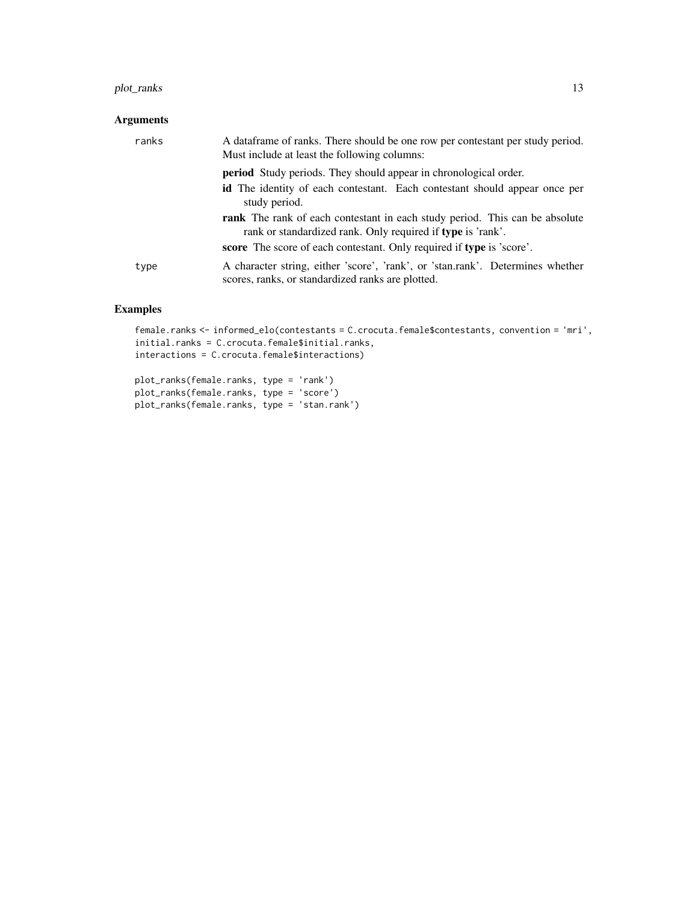## Arguments

ranks
: A dataframe of ranks. There should be one row per contestant per study period. Must include at least the following columns:

  **period** Study periods. They should appear in chronological order.

  **id** The identity of each contestant. Each contestant should appear once per study period.

  **rank** The rank of each contestant in each study period. This can be absolute rank or standardized rank. Only required if **type** is 'rank'.

  **score** The score of each contestant. Only required if **type** is 'score'.

type
: A character string, either 'score', 'rank', or 'stan.rank'. Determines whether scores, ranks, or standardized ranks are plotted.

## Examples

```
female.ranks <- informed_elo(contestants = C.crocuta.female$contestants, convention = 'mri',
initial.ranks = C.crocuta.female$initial.ranks,
interactions = C.crocuta.female$interactions)

plot_ranks(female.ranks, type = 'rank')
plot_ranks(female.ranks, type = 'score')
plot_ranks(female.ranks, type = 'stan.rank')
```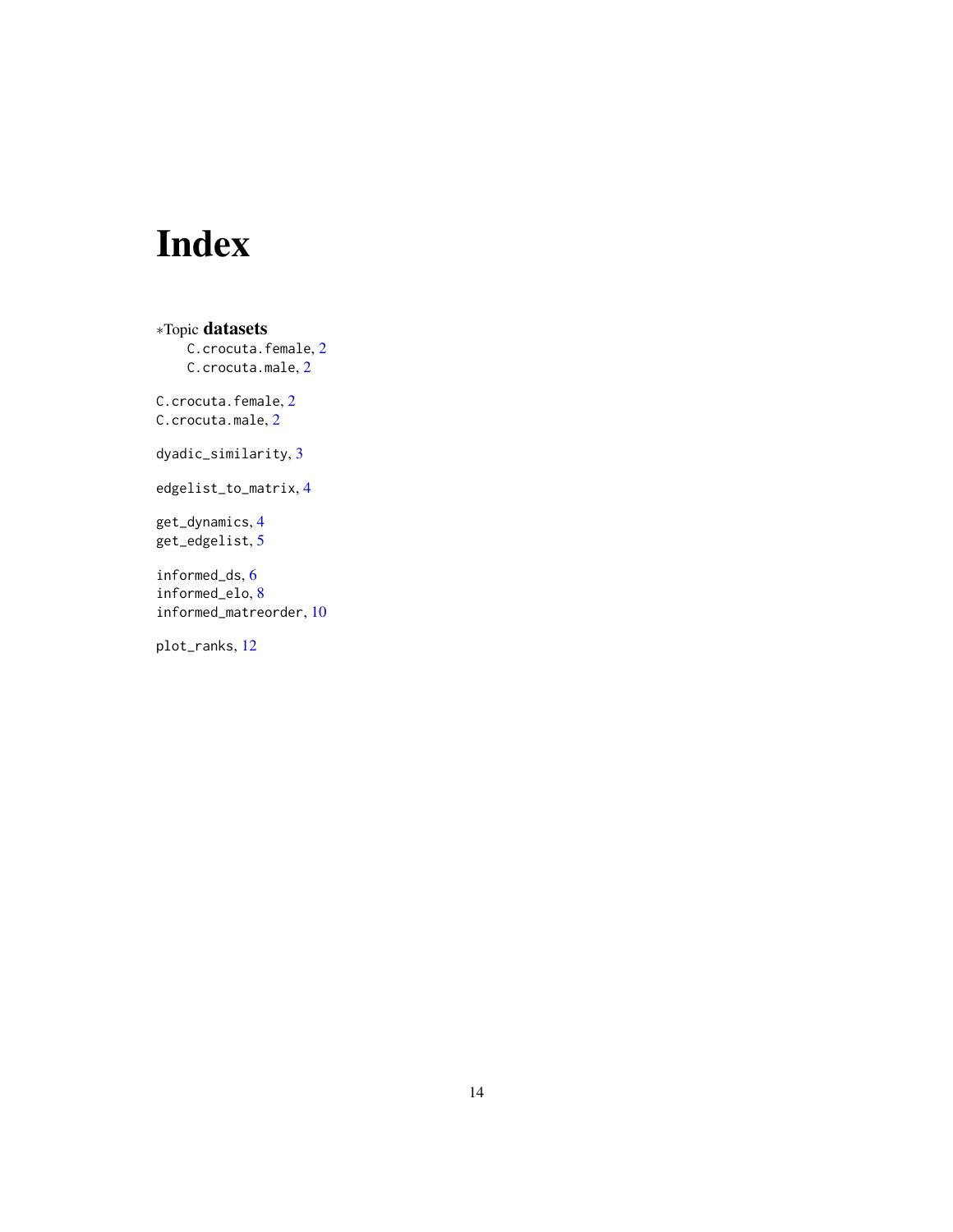# Index

*Topic **datasets**
  C.crocuta.female, 2
  C.crocuta.male, 2

C.crocuta.female, 2
C.crocuta.male, 2

dyadic_similarity, 3

edgelist_to_matrix, 4

get_dynamics, 4
get_edgelist, 5

informed_ds, 6
informed_elo, 8
informed_matreorder, 10

plot_ranks, 12